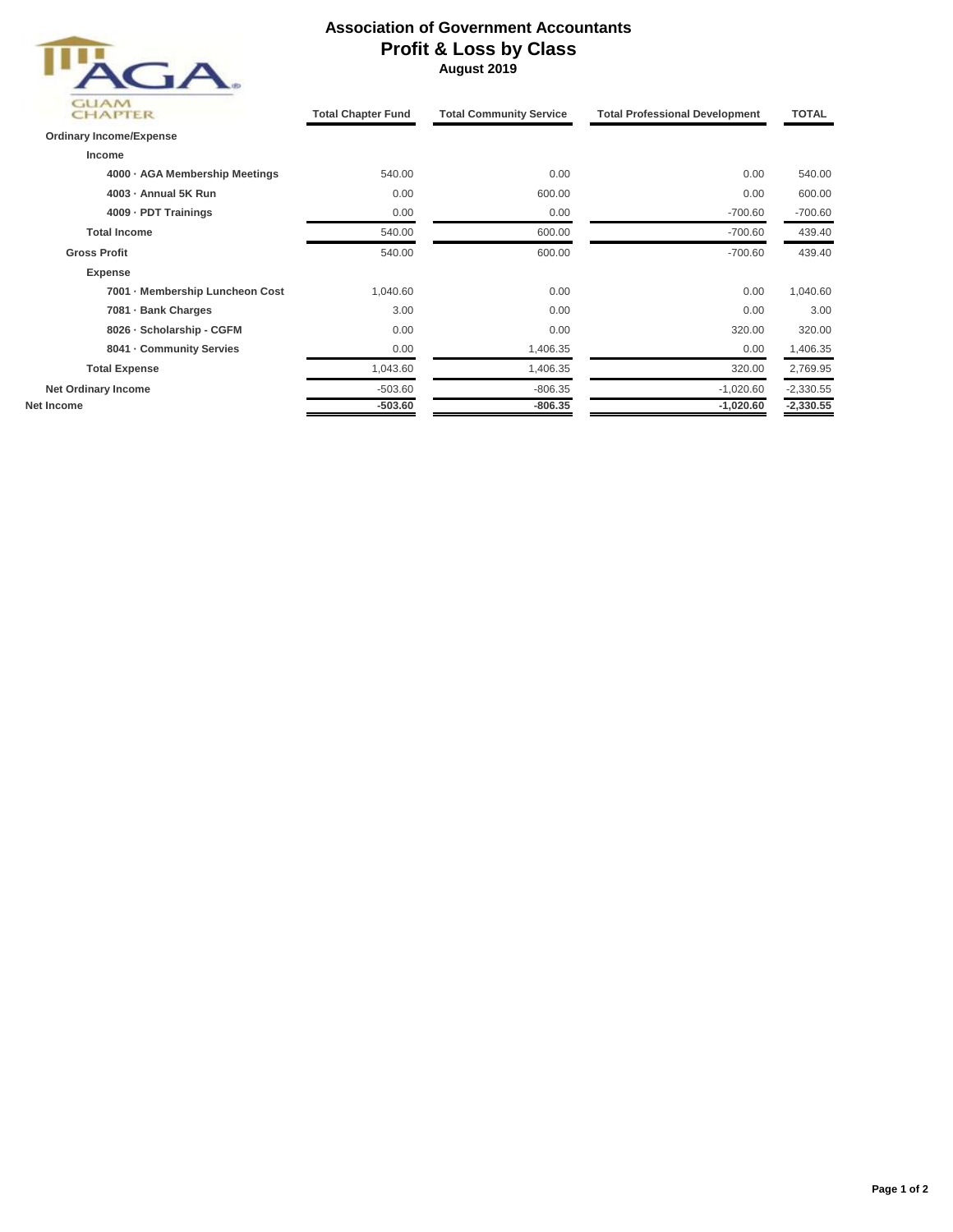# Association of Government Accountants
## Profit & Loss by Class
### August 2019

GUAM CHAPTER

| | Total Chapter Fund | Total Community Service | Total Professional Development | TOTAL |
|---|---|---|---|---|
| **Ordinary Income/Expense** | | | | |
| **Income** | | | | |
| **4000 · AGA Membership Meetings** | 540.00 | 0.00 | 0.00 | 540.00 |
| **4003 · Annual 5K Run** | 0.00 | 600.00 | 0.00 | 600.00 |
| **4009 · PDT Trainings** | 0.00 | 0.00 | -700.60 | -700.60 |
| **Total Income** | 540.00 | 600.00 | -700.60 | 439.40 |
| **Gross Profit** | 540.00 | 600.00 | -700.60 | 439.40 |
| **Expense** | | | | |
| **7001 · Membership Luncheon Cost** | 1,040.60 | 0.00 | 0.00 | 1,040.60 |
| **7081 · Bank Charges** | 3.00 | 0.00 | 0.00 | 3.00 |
| **8026 · Scholarship - CGFM** | 0.00 | 0.00 | 320.00 | 320.00 |
| **8041 · Community Servies** | 0.00 | 1,406.35 | 0.00 | 1,406.35 |
| **Total Expense** | 1,043.60 | 1,406.35 | 320.00 | 2,769.95 |
| **Net Ordinary Income** | -503.60 | -806.35 | -1,020.60 | -2,330.55 |
| **Net Income** | **-503.60** | **-806.35** | **-1,020.60** | **-2,330.55** |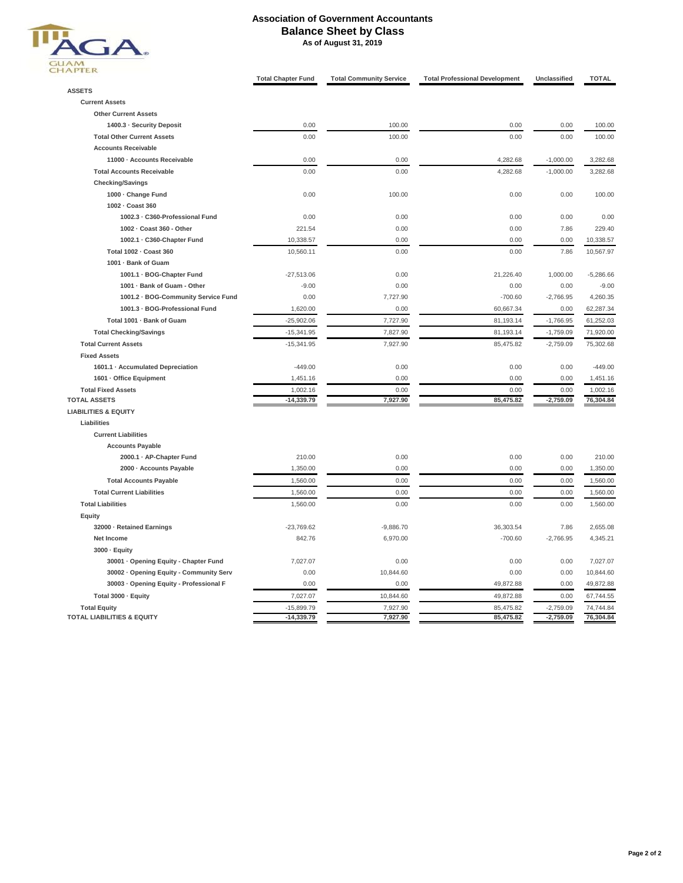# Association of Government Accountants
## Balance Sheet by Class
**As of August 31, 2019**

AGA GUAM CHAPTER

| | Total Chapter Fund | Total Community Service | Total Professional Development | Unclassified | TOTAL |
|---|---|---|---|---|---|
| **ASSETS** | | | | | |
| **Current Assets** | | | | | |
| **Other Current Assets** | | | | | |
| 1400.3 · Security Deposit | 0.00 | 100.00 | 0.00 | 0.00 | 100.00 |
| **Total Other Current Assets** | 0.00 | 100.00 | 0.00 | 0.00 | 100.00 |
| **Accounts Receivable** | | | | | |
| 11000 · Accounts Receivable | 0.00 | 0.00 | 4,282.68 | -1,000.00 | 3,282.68 |
| **Total Accounts Receivable** | 0.00 | 0.00 | 4,282.68 | -1,000.00 | 3,282.68 |
| **Checking/Savings** | | | | | |
| 1000 · Change Fund | 0.00 | 100.00 | 0.00 | 0.00 | 100.00 |
| 1002 · Coast 360 | | | | | |
| 1002.3 · C360-Professional Fund | 0.00 | 0.00 | 0.00 | 0.00 | 0.00 |
| 1002 · Coast 360 - Other | 221.54 | 0.00 | 0.00 | 7.86 | 229.40 |
| 1002.1 · C360-Chapter Fund | 10,338.57 | 0.00 | 0.00 | 0.00 | 10,338.57 |
| Total 1002 · Coast 360 | 10,560.11 | 0.00 | 0.00 | 7.86 | 10,567.97 |
| 1001 · Bank of Guam | | | | | |
| 1001.1 · BOG-Chapter Fund | -27,513.06 | 0.00 | 21,226.40 | 1,000.00 | -5,286.66 |
| 1001 · Bank of Guam - Other | -9.00 | 0.00 | 0.00 | 0.00 | -9.00 |
| 1001.2 · BOG-Community Service Fund | 0.00 | 7,727.90 | -700.60 | -2,766.95 | 4,260.35 |
| 1001.3 · BOG-Professional Fund | 1,620.00 | 0.00 | 60,667.34 | 0.00 | 62,287.34 |
| Total 1001 · Bank of Guam | -25,902.06 | 7,727.90 | 81,193.14 | -1,766.95 | 61,252.03 |
| **Total Checking/Savings** | -15,341.95 | 7,827.90 | 81,193.14 | -1,759.09 | 71,920.00 |
| **Total Current Assets** | -15,341.95 | 7,927.90 | 85,475.82 | -2,759.09 | 75,302.68 |
| **Fixed Assets** | | | | | |
| 1601.1 · Accumulated Depreciation | -449.00 | 0.00 | 0.00 | 0.00 | -449.00 |
| 1601 · Office Equipment | 1,451.16 | 0.00 | 0.00 | 0.00 | 1,451.16 |
| **Total Fixed Assets** | 1,002.16 | 0.00 | 0.00 | 0.00 | 1,002.16 |
| **TOTAL ASSETS** | **-14,339.79** | **7,927.90** | **85,475.82** | **-2,759.09** | **76,304.84** |
| **LIABILITIES & EQUITY** | | | | | |
| **Liabilities** | | | | | |
| **Current Liabilities** | | | | | |
| **Accounts Payable** | | | | | |
| 2000.1 · AP-Chapter Fund | 210.00 | 0.00 | 0.00 | 0.00 | 210.00 |
| 2000 · Accounts Payable | 1,350.00 | 0.00 | 0.00 | 0.00 | 1,350.00 |
| **Total Accounts Payable** | 1,560.00 | 0.00 | 0.00 | 0.00 | 1,560.00 |
| **Total Current Liabilities** | 1,560.00 | 0.00 | 0.00 | 0.00 | 1,560.00 |
| **Total Liabilities** | 1,560.00 | 0.00 | 0.00 | 0.00 | 1,560.00 |
| **Equity** | | | | | |
| 32000 · Retained Earnings | -23,769.62 | -9,886.70 | 36,303.54 | 7.86 | 2,655.08 |
| Net Income | 842.76 | 6,970.00 | -700.60 | -2,766.95 | 4,345.21 |
| 3000 · Equity | | | | | |
| 30001 · Opening Equity - Chapter Fund | 7,027.07 | 0.00 | 0.00 | 0.00 | 7,027.07 |
| 30002 · Opening Equity - Community Serv | 0.00 | 10,844.60 | 0.00 | 0.00 | 10,844.60 |
| 30003 · Opening Equity - Professional F | 0.00 | 0.00 | 49,872.88 | 0.00 | 49,872.88 |
| Total 3000 · Equity | 7,027.07 | 10,844.60 | 49,872.88 | 0.00 | 67,744.55 |
| **Total Equity** | -15,899.79 | 7,927.90 | 85,475.82 | -2,759.09 | 74,744.84 |
| **TOTAL LIABILITIES & EQUITY** | **-14,339.79** | **7,927.90** | **85,475.82** | **-2,759.09** | **76,304.84** |